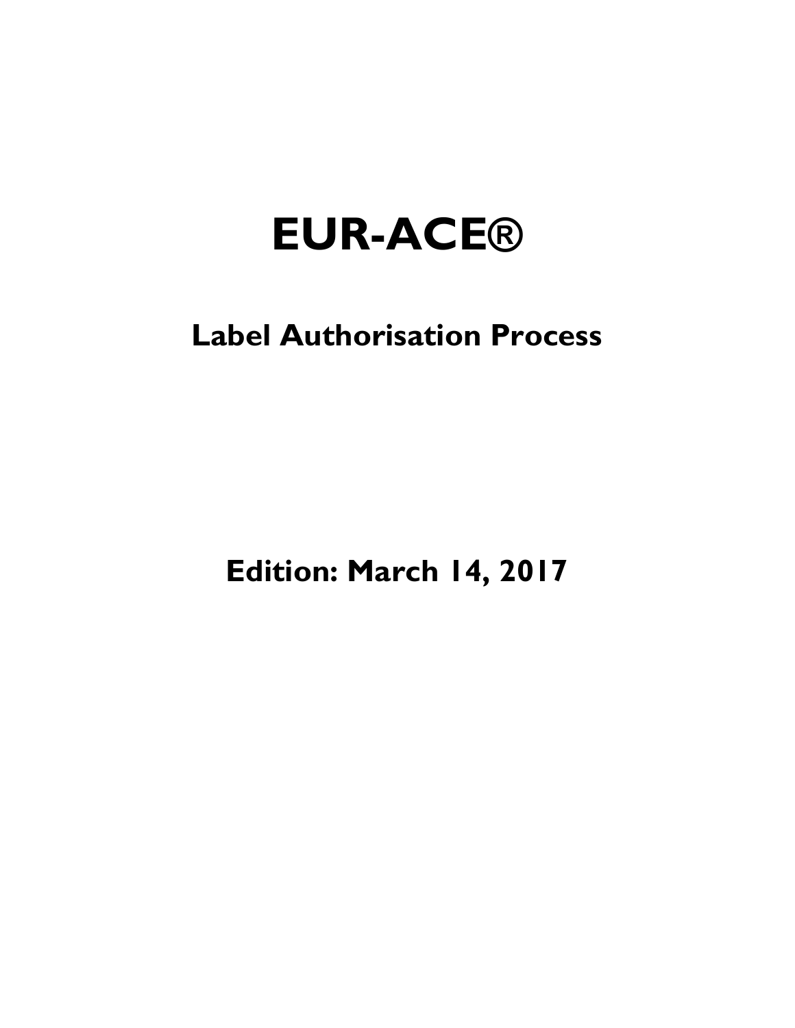# EUR-ACE®

## Label Authorisation Process

**Edition: March 14, 2017**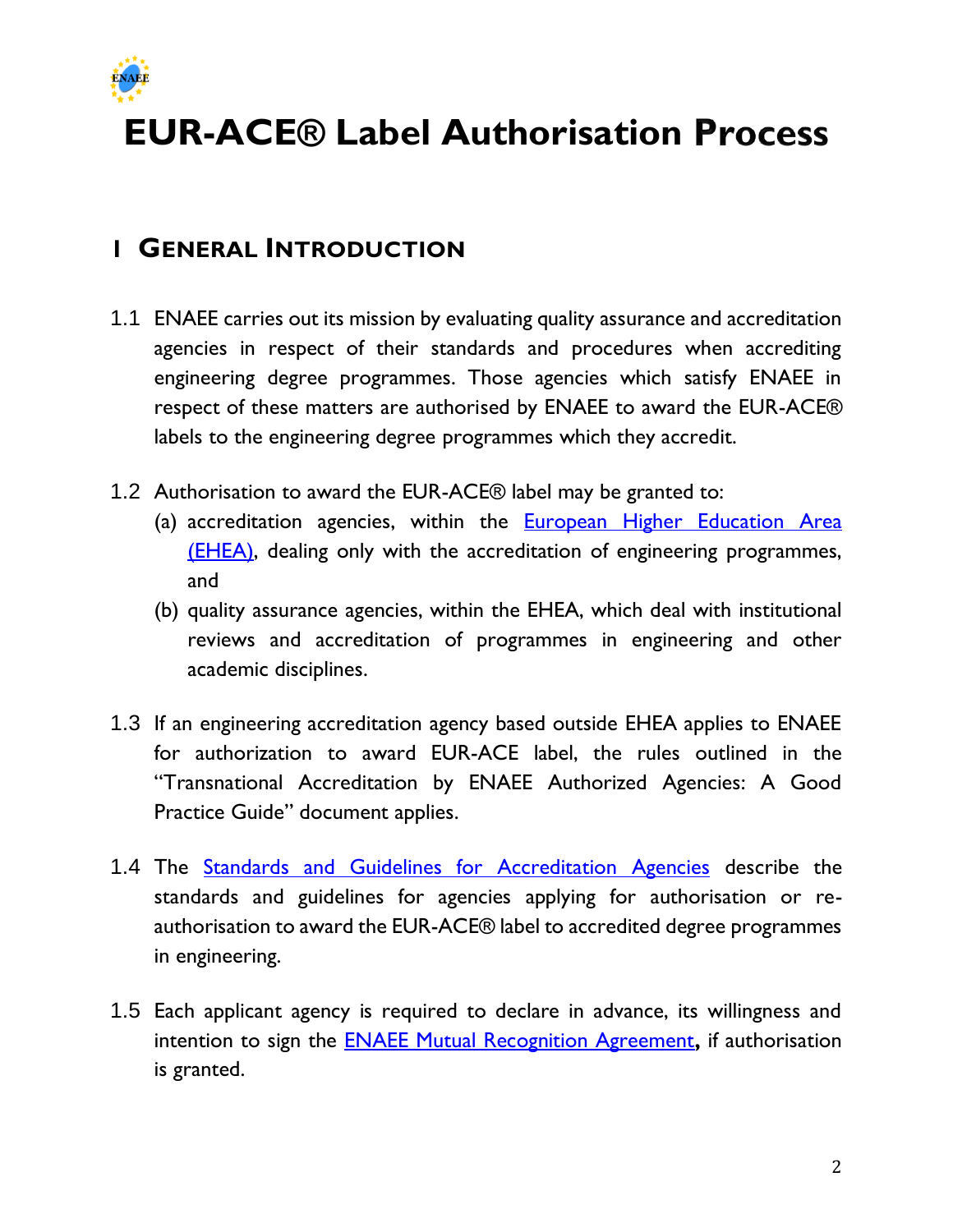# EUR-ACE® Label Authorisation Process

## 1 General Introduction

1.1 ENAEE carries out its mission by evaluating quality assurance and accreditation agencies in respect of their standards and procedures when accrediting engineering degree programmes. Those agencies which satisfy ENAEE in respect of these matters are authorised by ENAEE to award the EUR-ACE® labels to the engineering degree programmes which they accredit.

1.2 Authorisation to award the EUR-ACE® label may be granted to:

(a) accreditation agencies, within the European Higher Education Area (EHEA), dealing only with the accreditation of engineering programmes, and

(b) quality assurance agencies, within the EHEA, which deal with institutional reviews and accreditation of programmes in engineering and other academic disciplines.

1.3 If an engineering accreditation agency based outside EHEA applies to ENAEE for authorization to award EUR-ACE label, the rules outlined in the "Transnational Accreditation by ENAEE Authorized Agencies: A Good Practice Guide" document applies.

1.4 The Standards and Guidelines for Accreditation Agencies describe the standards and guidelines for agencies applying for authorisation or re-authorisation to award the EUR-ACE® label to accredited degree programmes in engineering.

1.5 Each applicant agency is required to declare in advance, its willingness and intention to sign the ENAEE Mutual Recognition Agreement**,** if authorisation is granted.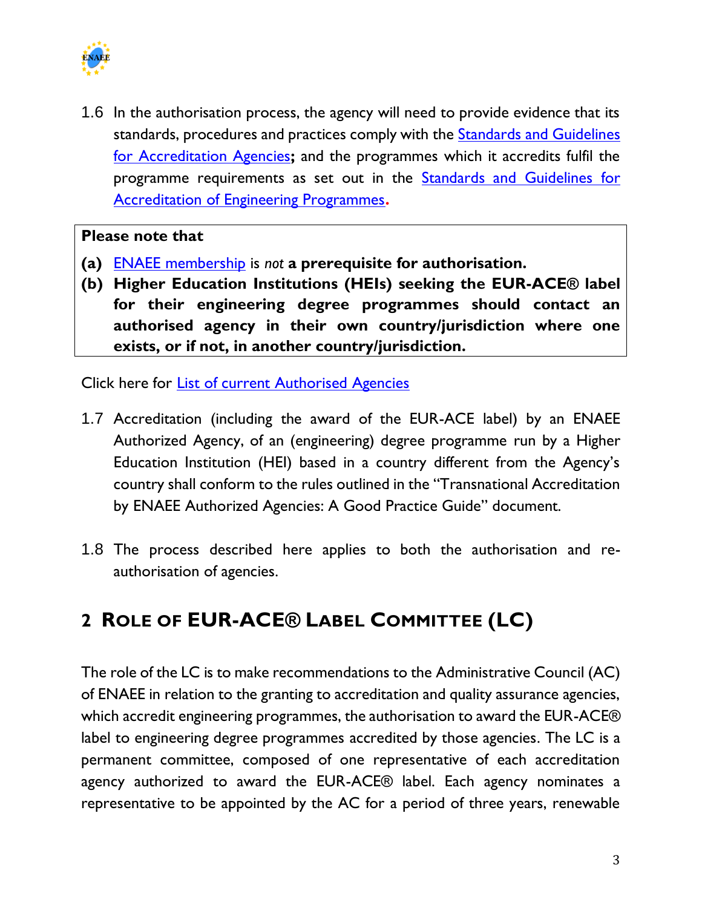1.6 In the authorisation process, the agency will need to provide evidence that its standards, procedures and practices comply with the Standards and Guidelines for Accreditation Agencies**;** and the programmes which it accredits fulfil the programme requirements as set out in the Standards and Guidelines for Accreditation of Engineering Programmes.

> **Please note that**
>
> **(a)** ENAEE membership is *not* **a prerequisite for authorisation.**
>
> **(b) Higher Education Institutions (HEIs) seeking the EUR-ACE® label for their engineering degree programmes should contact an authorised agency in their own country/jurisdiction where one exists, or if not, in another country/jurisdiction.**

Click here for List of current Authorised Agencies

1.7 Accreditation (including the award of the EUR-ACE label) by an ENAEE Authorized Agency, of an (engineering) degree programme run by a Higher Education Institution (HEI) based in a country different from the Agency's country shall conform to the rules outlined in the "Transnational Accreditation by ENAEE Authorized Agencies: A Good Practice Guide" document.

1.8 The process described here applies to both the authorisation and re-authorisation of agencies.

# 2 Role of EUR-ACE® Label Committee (LC)

The role of the LC is to make recommendations to the Administrative Council (AC) of ENAEE in relation to the granting to accreditation and quality assurance agencies, which accredit engineering programmes, the authorisation to award the EUR-ACE® label to engineering degree programmes accredited by those agencies. The LC is a permanent committee, composed of one representative of each accreditation agency authorized to award the EUR-ACE® label. Each agency nominates a representative to be appointed by the AC for a period of three years, renewable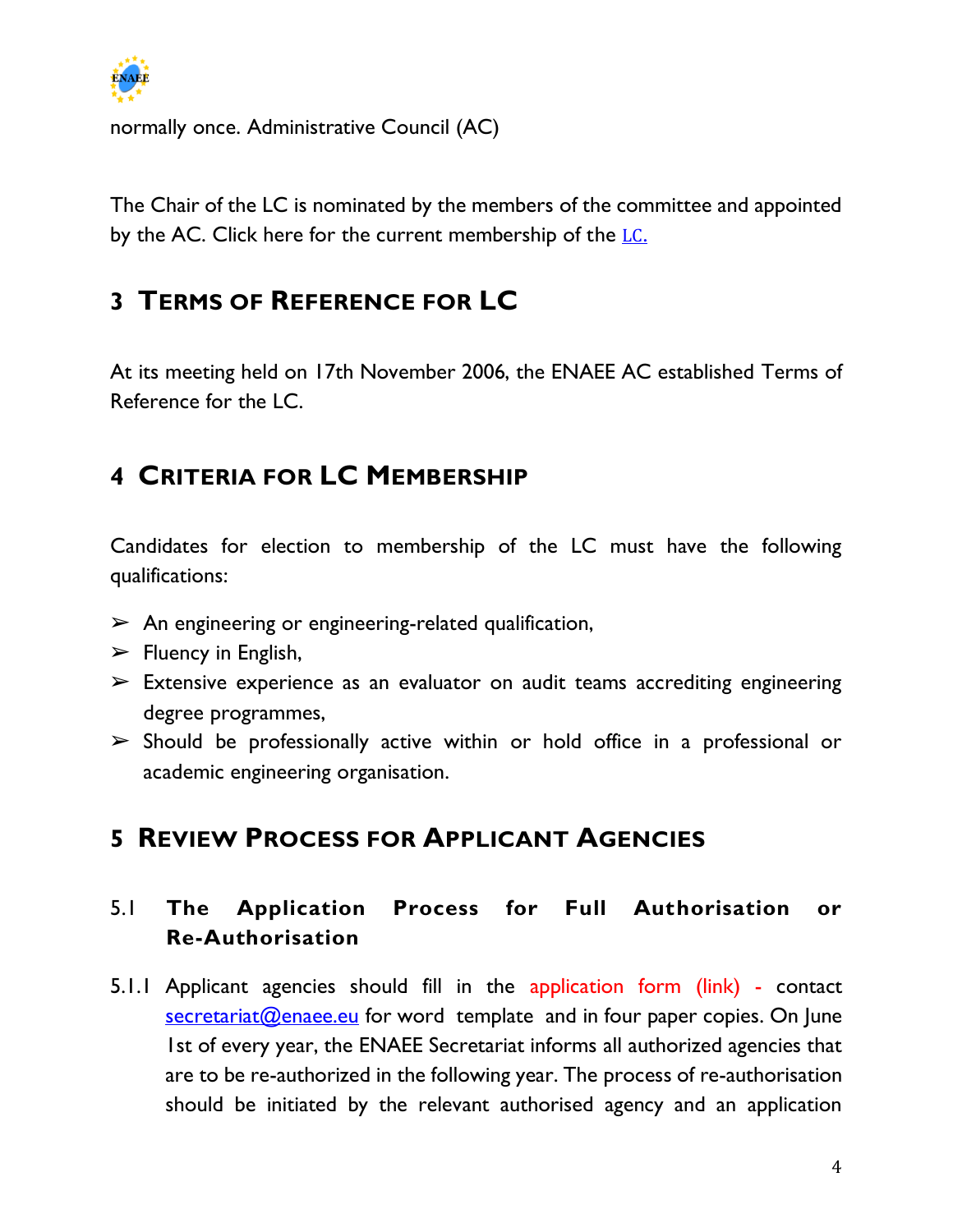normally once. Administrative Council (AC)

The Chair of the LC is nominated by the members of the committee and appointed by the AC. Click here for the current membership of the LC.

# 3 Terms of Reference for LC

At its meeting held on 17th November 2006, the ENAEE AC established Terms of Reference for the LC.

# 4 Criteria for LC Membership

Candidates for election to membership of the LC must have the following qualifications:

- An engineering or engineering-related qualification,
- Fluency in English,
- Extensive experience as an evaluator on audit teams accrediting engineering degree programmes,
- Should be professionally active within or hold office in a professional or academic engineering organisation.

# 5 Review Process for Applicant Agencies

## 5.1 The Application Process for Full Authorisation or Re-Authorisation

5.1.1 Applicant agencies should fill in the application form (link) - contact secretariat@enaee.eu for word template and in four paper copies. On June 1st of every year, the ENAEE Secretariat informs all authorized agencies that are to be re-authorized in the following year. The process of re-authorisation should be initiated by the relevant authorised agency and an application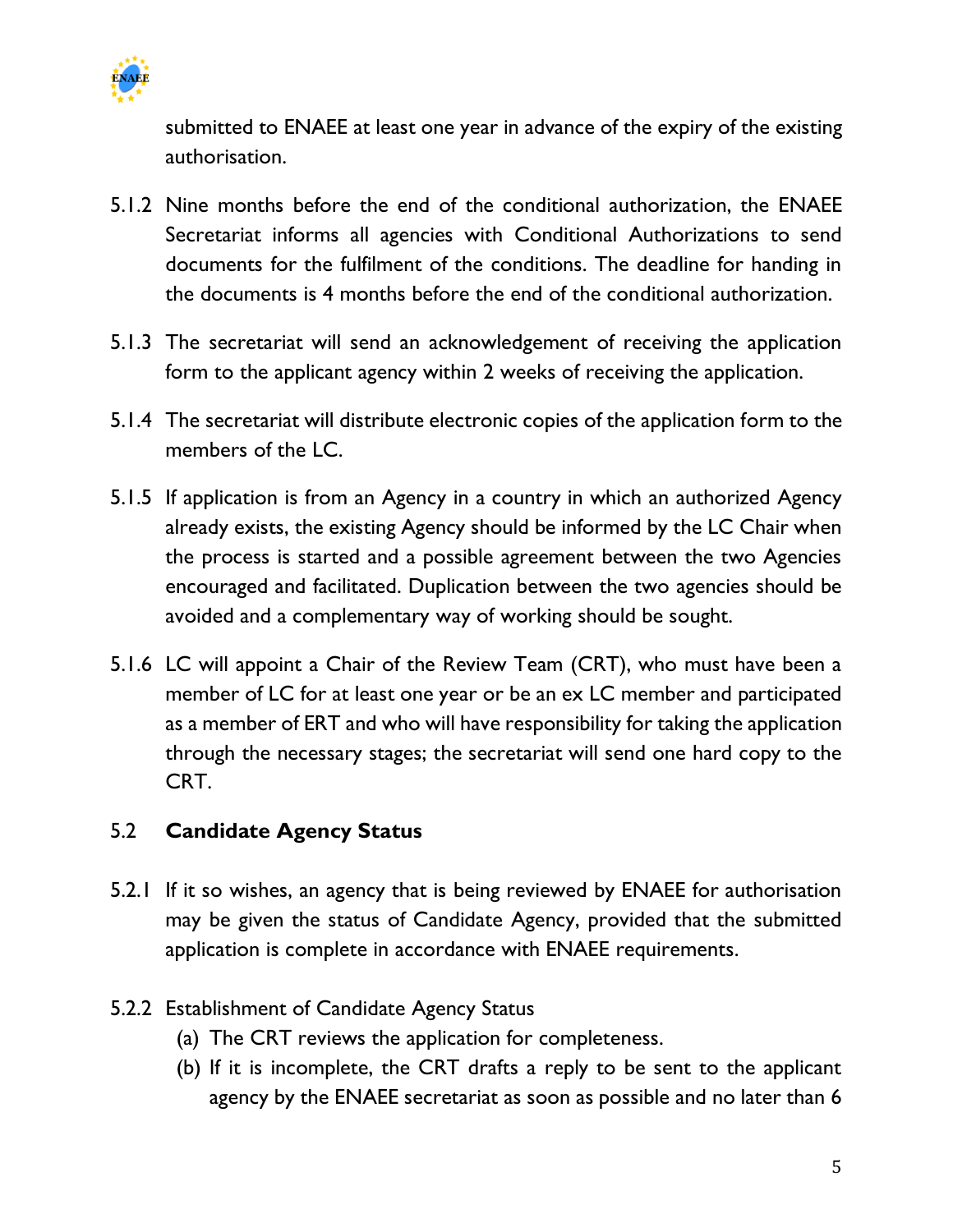submitted to ENAEE at least one year in advance of the expiry of the existing authorisation.

5.1.2 Nine months before the end of the conditional authorization, the ENAEE Secretariat informs all agencies with Conditional Authorizations to send documents for the fulfilment of the conditions. The deadline for handing in the documents is 4 months before the end of the conditional authorization.

5.1.3 The secretariat will send an acknowledgement of receiving the application form to the applicant agency within 2 weeks of receiving the application.

5.1.4 The secretariat will distribute electronic copies of the application form to the members of the LC.

5.1.5 If application is from an Agency in a country in which an authorized Agency already exists, the existing Agency should be informed by the LC Chair when the process is started and a possible agreement between the two Agencies encouraged and facilitated. Duplication between the two agencies should be avoided and a complementary way of working should be sought.

5.1.6 LC will appoint a Chair of the Review Team (CRT), who must have been a member of LC for at least one year or be an ex LC member and participated as a member of ERT and who will have responsibility for taking the application through the necessary stages; the secretariat will send one hard copy to the CRT.

### 5.2 **Candidate Agency Status**

5.2.1 If it so wishes, an agency that is being reviewed by ENAEE for authorisation may be given the status of Candidate Agency, provided that the submitted application is complete in accordance with ENAEE requirements.

5.2.2 Establishment of Candidate Agency Status

(a) The CRT reviews the application for completeness.

(b) If it is incomplete, the CRT drafts a reply to be sent to the applicant agency by the ENAEE secretariat as soon as possible and no later than 6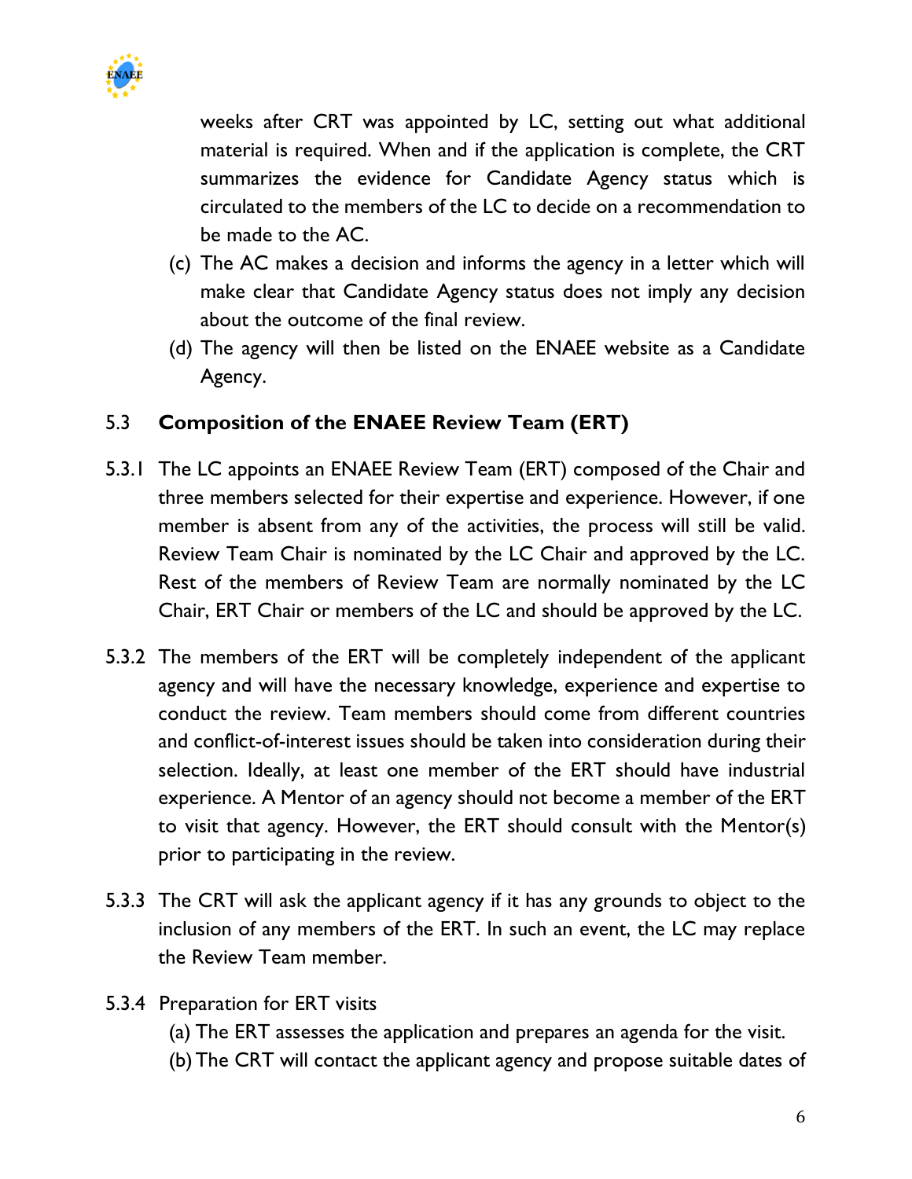weeks after CRT was appointed by LC, setting out what additional material is required. When and if the application is complete, the CRT summarizes the evidence for Candidate Agency status which is circulated to the members of the LC to decide on a recommendation to be made to the AC.

(c) The AC makes a decision and informs the agency in a letter which will make clear that Candidate Agency status does not imply any decision about the outcome of the final review.

(d) The agency will then be listed on the ENAEE website as a Candidate Agency.

## 5.3 Composition of the ENAEE Review Team (ERT)

5.3.1 The LC appoints an ENAEE Review Team (ERT) composed of the Chair and three members selected for their expertise and experience. However, if one member is absent from any of the activities, the process will still be valid. Review Team Chair is nominated by the LC Chair and approved by the LC. Rest of the members of Review Team are normally nominated by the LC Chair, ERT Chair or members of the LC and should be approved by the LC.

5.3.2 The members of the ERT will be completely independent of the applicant agency and will have the necessary knowledge, experience and expertise to conduct the review. Team members should come from different countries and conflict-of-interest issues should be taken into consideration during their selection. Ideally, at least one member of the ERT should have industrial experience. A Mentor of an agency should not become a member of the ERT to visit that agency. However, the ERT should consult with the Mentor(s) prior to participating in the review.

5.3.3 The CRT will ask the applicant agency if it has any grounds to object to the inclusion of any members of the ERT. In such an event, the LC may replace the Review Team member.

5.3.4 Preparation for ERT visits

(a) The ERT assesses the application and prepares an agenda for the visit.

(b) The CRT will contact the applicant agency and propose suitable dates of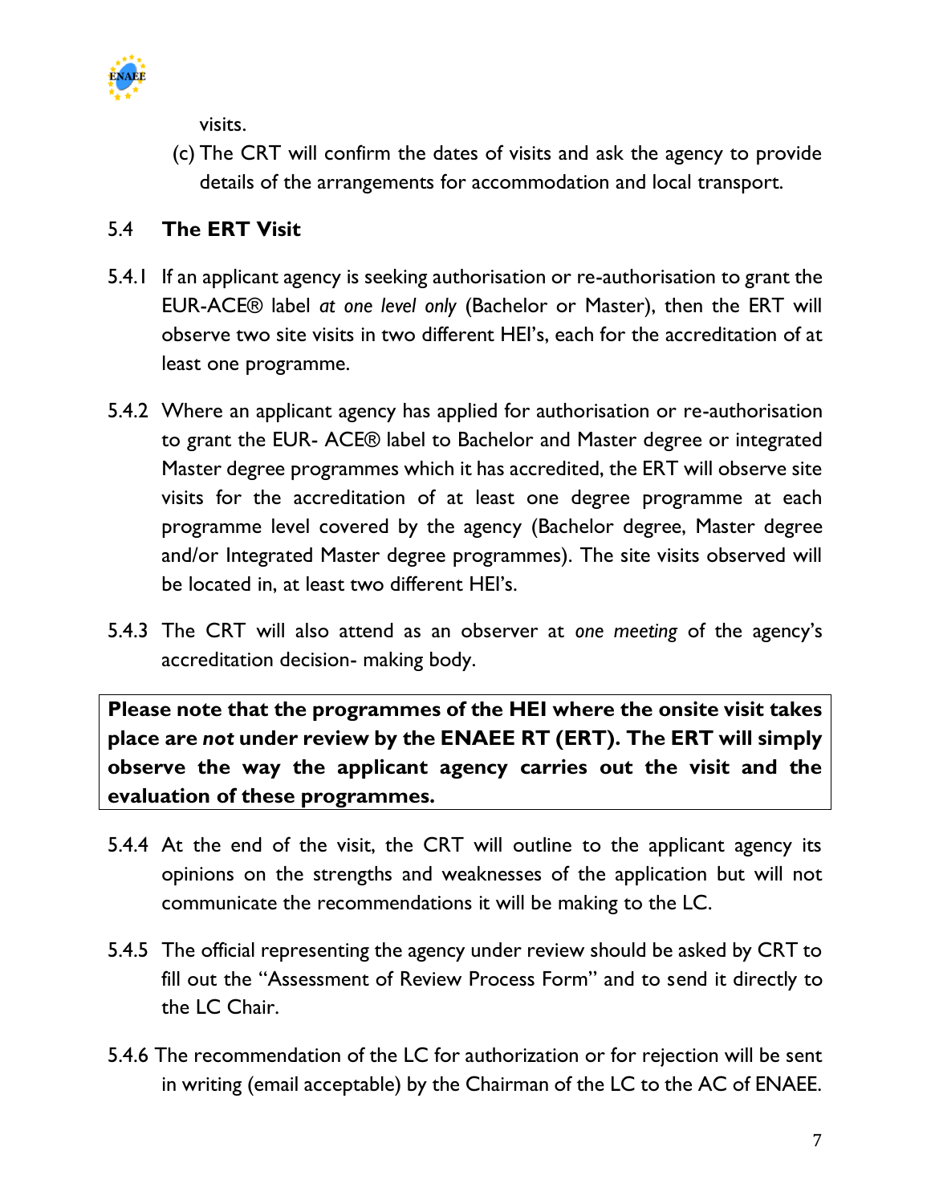visits.

(c) The CRT will confirm the dates of visits and ask the agency to provide details of the arrangements for accommodation and local transport.

## 5.4 The ERT Visit

5.4.1 If an applicant agency is seeking authorisation or re-authorisation to grant the EUR-ACE® label *at one level only* (Bachelor or Master), then the ERT will observe two site visits in two different HEI's, each for the accreditation of at least one programme.

5.4.2 Where an applicant agency has applied for authorisation or re-authorisation to grant the EUR- ACE® label to Bachelor and Master degree or integrated Master degree programmes which it has accredited, the ERT will observe site visits for the accreditation of at least one degree programme at each programme level covered by the agency (Bachelor degree, Master degree and/or Integrated Master degree programmes). The site visits observed will be located in, at least two different HEI's.

5.4.3 The CRT will also attend as an observer at *one meeting* of the agency's accreditation decision- making body.

**Please note that the programmes of the HEI where the onsite visit takes place are *not* under review by the ENAEE RT (ERT). The ERT will simply observe the way the applicant agency carries out the visit and the evaluation of these programmes.**

5.4.4 At the end of the visit, the CRT will outline to the applicant agency its opinions on the strengths and weaknesses of the application but will not communicate the recommendations it will be making to the LC.

5.4.5 The official representing the agency under review should be asked by CRT to fill out the "Assessment of Review Process Form" and to send it directly to the LC Chair.

5.4.6 The recommendation of the LC for authorization or for rejection will be sent in writing (email acceptable) by the Chairman of the LC to the AC of ENAEE.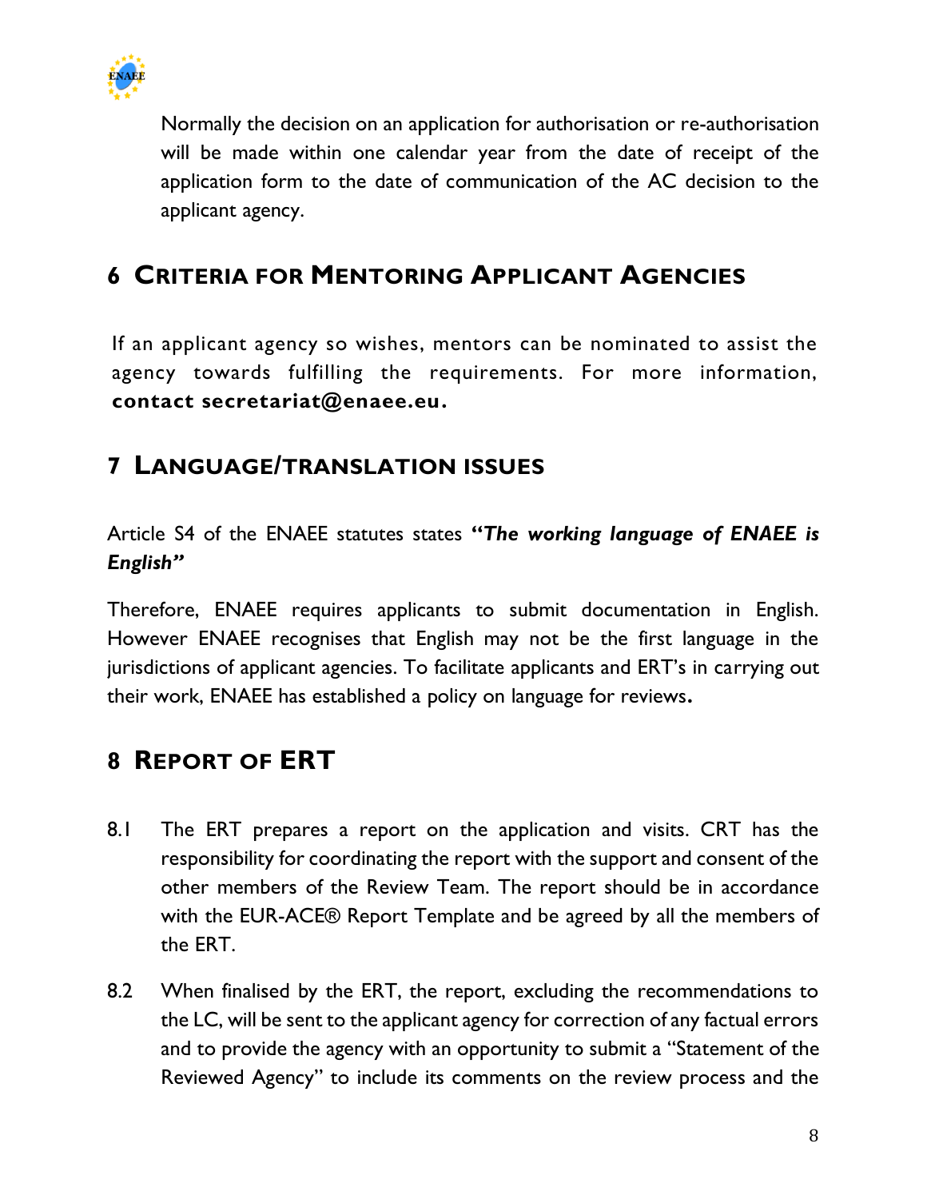Normally the decision on an application for authorisation or re-authorisation will be made within one calendar year from the date of receipt of the application form to the date of communication of the AC decision to the applicant agency.

## 6 Criteria for Mentoring Applicant Agencies

If an applicant agency so wishes, mentors can be nominated to assist the agency towards fulfilling the requirements. For more information, **contact secretariat@enaee.eu.**

## 7 Language/translation issues

Article S4 of the ENAEE statutes states ***"The working language of ENAEE is English"***

Therefore, ENAEE requires applicants to submit documentation in English. However ENAEE recognises that English may not be the first language in the jurisdictions of applicant agencies. To facilitate applicants and ERT's in carrying out their work, ENAEE has established a policy on language for reviews**.**

## 8 Report of ERT

8.1 The ERT prepares a report on the application and visits. CRT has the responsibility for coordinating the report with the support and consent of the other members of the Review Team. The report should be in accordance with the EUR-ACE® Report Template and be agreed by all the members of the ERT.

8.2 When finalised by the ERT, the report, excluding the recommendations to the LC, will be sent to the applicant agency for correction of any factual errors and to provide the agency with an opportunity to submit a "Statement of the Reviewed Agency" to include its comments on the review process and the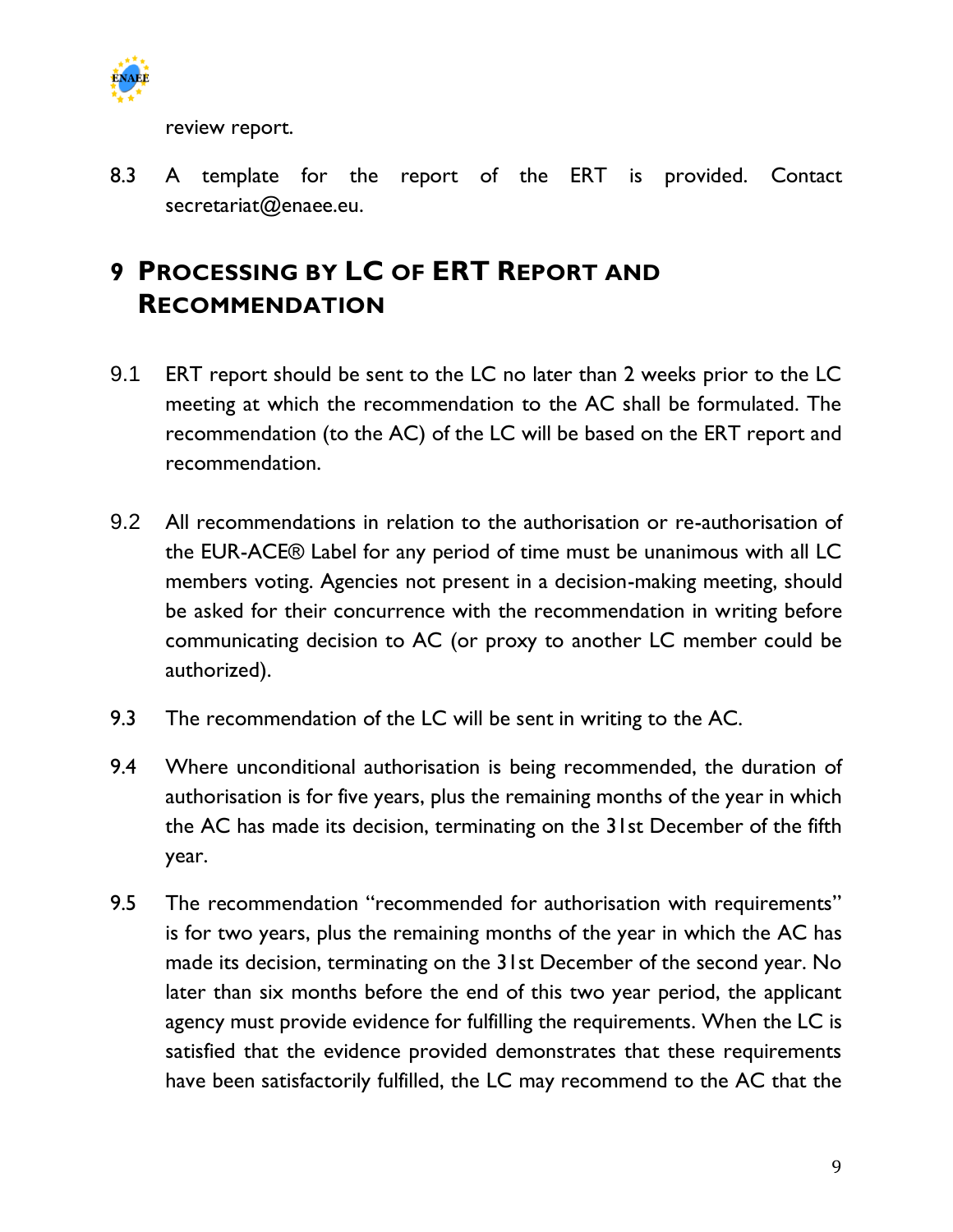review report.

8.3 A template for the report of the ERT is provided. Contact secretariat@enaee.eu.

# 9 PROCESSING BY LC OF ERT REPORT AND RECOMMENDATION

9.1 ERT report should be sent to the LC no later than 2 weeks prior to the LC meeting at which the recommendation to the AC shall be formulated. The recommendation (to the AC) of the LC will be based on the ERT report and recommendation.

9.2 All recommendations in relation to the authorisation or re-authorisation of the EUR-ACE® Label for any period of time must be unanimous with all LC members voting. Agencies not present in a decision-making meeting, should be asked for their concurrence with the recommendation in writing before communicating decision to AC (or proxy to another LC member could be authorized).

9.3 The recommendation of the LC will be sent in writing to the AC.

9.4 Where unconditional authorisation is being recommended, the duration of authorisation is for five years, plus the remaining months of the year in which the AC has made its decision, terminating on the 31st December of the fifth year.

9.5 The recommendation "recommended for authorisation with requirements" is for two years, plus the remaining months of the year in which the AC has made its decision, terminating on the 31st December of the second year. No later than six months before the end of this two year period, the applicant agency must provide evidence for fulfilling the requirements. When the LC is satisfied that the evidence provided demonstrates that these requirements have been satisfactorily fulfilled, the LC may recommend to the AC that the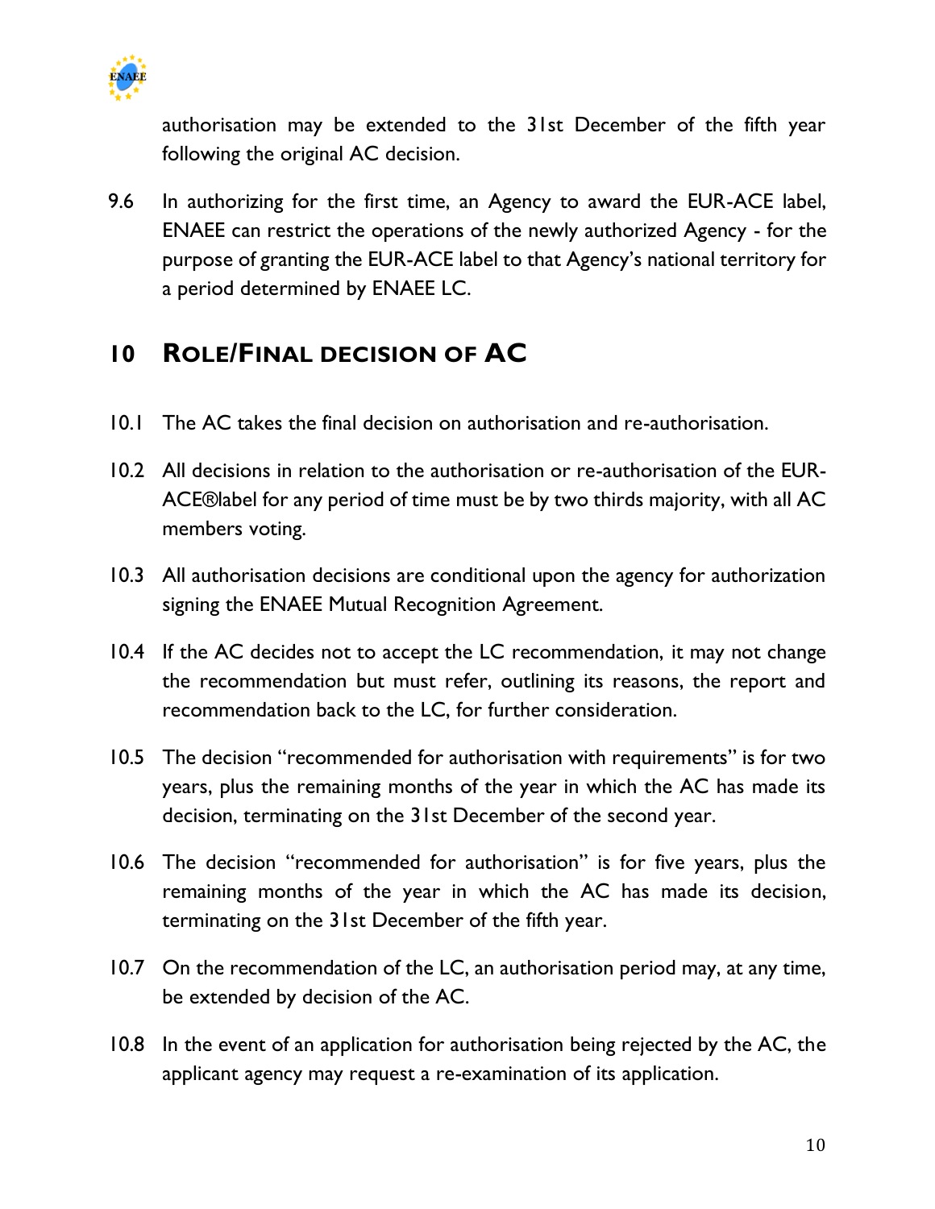authorisation may be extended to the 31st December of the fifth year following the original AC decision.

9.6 In authorizing for the first time, an Agency to award the EUR-ACE label, ENAEE can restrict the operations of the newly authorized Agency - for the purpose of granting the EUR-ACE label to that Agency's national territory for a period determined by ENAEE LC.

# 10 ROLE/FINAL DECISION OF AC

10.1 The AC takes the final decision on authorisation and re-authorisation.

10.2 All decisions in relation to the authorisation or re-authorisation of the EUR-ACE®label for any period of time must be by two thirds majority, with all AC members voting.

10.3 All authorisation decisions are conditional upon the agency for authorization signing the ENAEE Mutual Recognition Agreement.

10.4 If the AC decides not to accept the LC recommendation, it may not change the recommendation but must refer, outlining its reasons, the report and recommendation back to the LC, for further consideration.

10.5 The decision "recommended for authorisation with requirements" is for two years, plus the remaining months of the year in which the AC has made its decision, terminating on the 31st December of the second year.

10.6 The decision "recommended for authorisation" is for five years, plus the remaining months of the year in which the AC has made its decision, terminating on the 31st December of the fifth year.

10.7 On the recommendation of the LC, an authorisation period may, at any time, be extended by decision of the AC.

10.8 In the event of an application for authorisation being rejected by the AC, the applicant agency may request a re-examination of its application.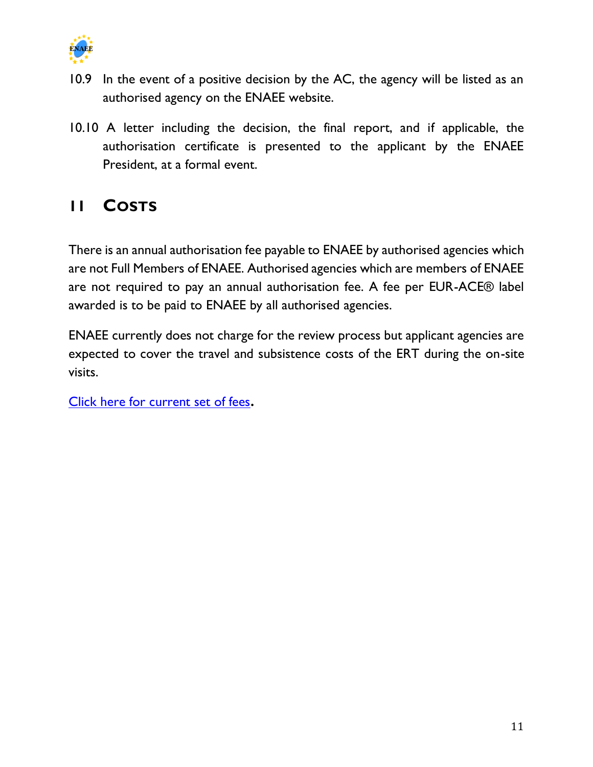10.9 In the event of a positive decision by the AC, the agency will be listed as an authorised agency on the ENAEE website.

10.10 A letter including the decision, the final report, and if applicable, the authorisation certificate is presented to the applicant by the ENAEE President, at a formal event.

# 11 Costs

There is an annual authorisation fee payable to ENAEE by authorised agencies which are not Full Members of ENAEE. Authorised agencies which are members of ENAEE are not required to pay an annual authorisation fee. A fee per EUR-ACE® label awarded is to be paid to ENAEE by all authorised agencies.

ENAEE currently does not charge for the review process but applicant agencies are expected to cover the travel and subsistence costs of the ERT during the on-site visits.

Click here for current set of fees.